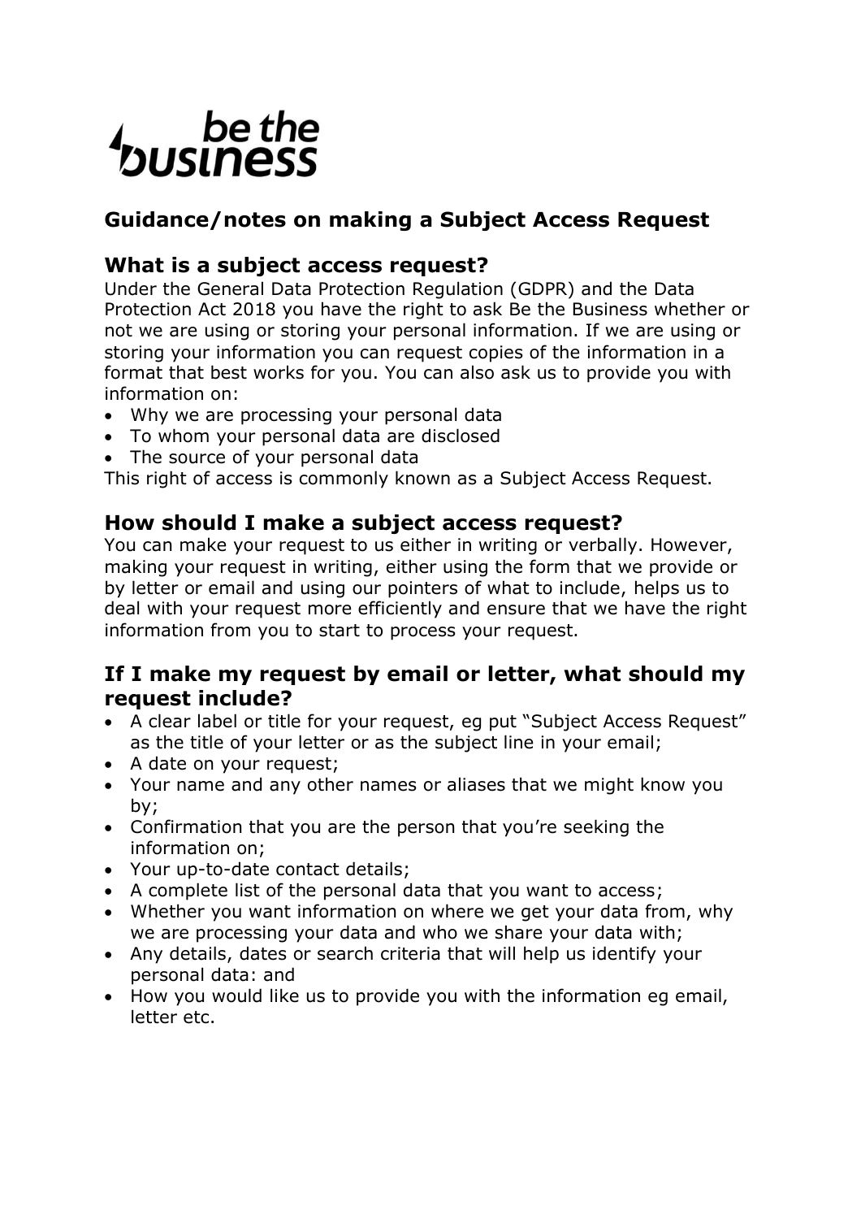# be the business

## Guidance/notes on making a Subject Access Request

### What is a subject access request?

Under the General Data Protection Regulation (GDPR) and the Data Protection Act 2018 you have the right to ask Be the Business whether or not we are using or storing your personal information. If we are using or storing your information you can request copies of the information in a format that best works for you. You can also ask us to provide you with information on:

- Why we are processing your personal data
- To whom your personal data are disclosed
- The source of your personal data

This right of access is commonly known as a Subject Access Request.

### How should I make a subject access request?

You can make your request to us either in writing or verbally. However, making your request in writing, either using the form that we provide or by letter or email and using our pointers of what to include, helps us to deal with your request more efficiently and ensure that we have the right information from you to start to process your request.

### If I make my request by email or letter, what should my request include?

- A clear label or title for your request, eg put "Subject Access Request" as the title of your letter or as the subject line in your email;
- A date on your request;
- Your name and any other names or aliases that we might know you by;
- Confirmation that you are the person that you're seeking the information on;
- Your up-to-date contact details;
- A complete list of the personal data that you want to access;
- Whether you want information on where we get your data from, why we are processing your data and who we share your data with;
- Any details, dates or search criteria that will help us identify your personal data: and
- How you would like us to provide you with the information eg email, letter etc.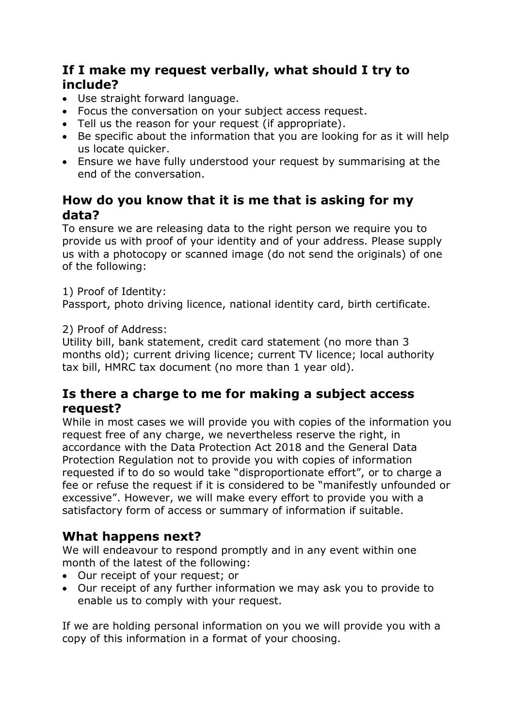## If I make my request verbally, what should I try to include?

- Use straight forward language.
- Focus the conversation on your subject access request.
- Tell us the reason for your request (if appropriate).
- Be specific about the information that you are looking for as it will help us locate quicker.
- Ensure we have fully understood your request by summarising at the end of the conversation.

## How do you know that it is me that is asking for my data?

To ensure we are releasing data to the right person we require you to provide us with proof of your identity and of your address. Please supply us with a photocopy or scanned image (do not send the originals) of one of the following:

1) Proof of Identity:
Passport, photo driving licence, national identity card, birth certificate.

2) Proof of Address:
Utility bill, bank statement, credit card statement (no more than 3 months old); current driving licence; current TV licence; local authority tax bill, HMRC tax document (no more than 1 year old).

## Is there a charge to me for making a subject access request?

While in most cases we will provide you with copies of the information you request free of any charge, we nevertheless reserve the right, in accordance with the Data Protection Act 2018 and the General Data Protection Regulation not to provide you with copies of information requested if to do so would take "disproportionate effort", or to charge a fee or refuse the request if it is considered to be "manifestly unfounded or excessive". However, we will make every effort to provide you with a satisfactory form of access or summary of information if suitable.

## What happens next?

We will endeavour to respond promptly and in any event within one month of the latest of the following:

- Our receipt of your request; or
- Our receipt of any further information we may ask you to provide to enable us to comply with your request.

If we are holding personal information on you we will provide you with a copy of this information in a format of your choosing.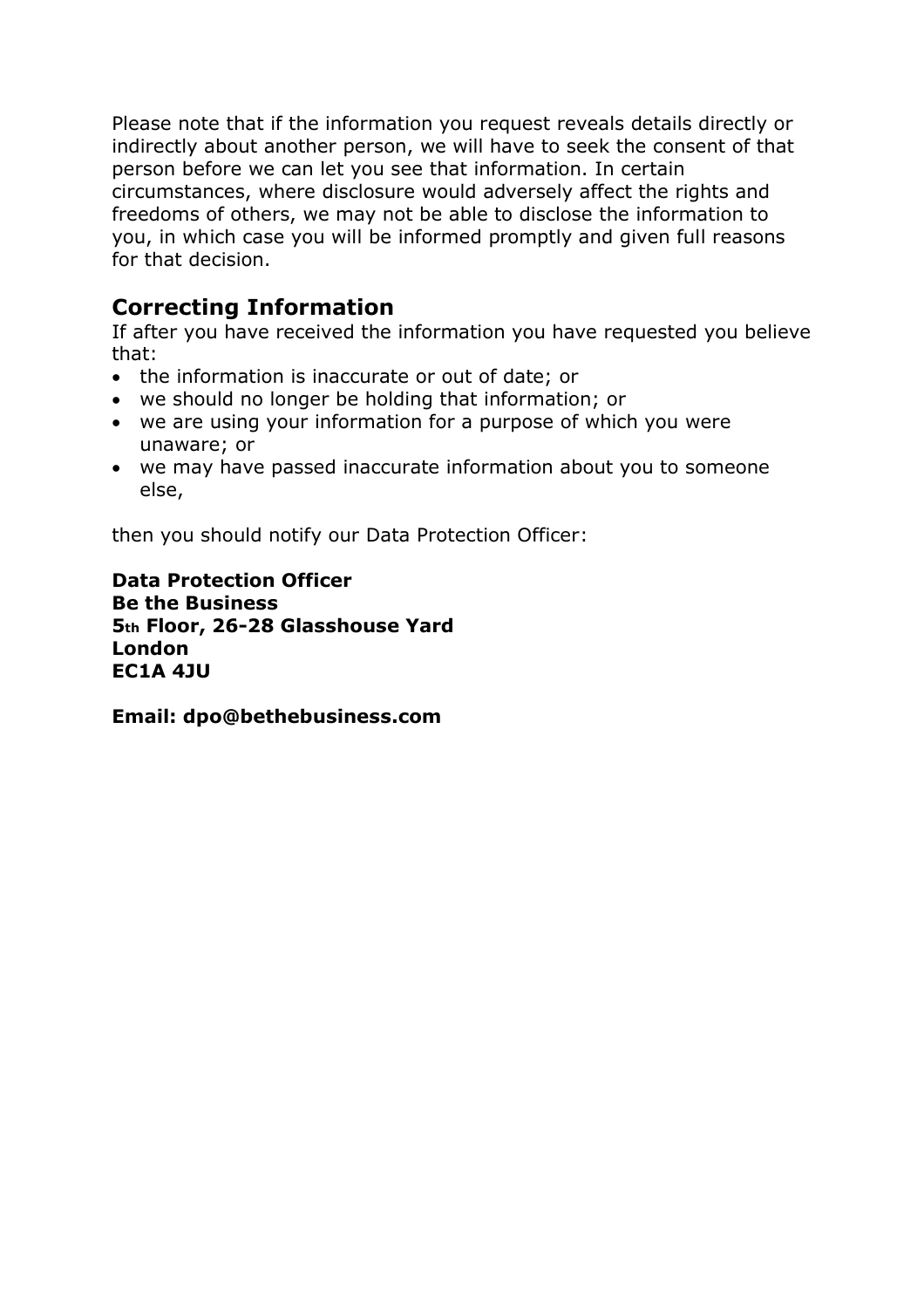Please note that if the information you request reveals details directly or indirectly about another person, we will have to seek the consent of that person before we can let you see that information. In certain circumstances, where disclosure would adversely affect the rights and freedoms of others, we may not be able to disclose the information to you, in which case you will be informed promptly and given full reasons for that decision.

## Correcting Information

If after you have received the information you have requested you believe that:

- the information is inaccurate or out of date; or
- we should no longer be holding that information; or
- we are using your information for a purpose of which you were unaware; or
- we may have passed inaccurate information about you to someone else,

then you should notify our Data Protection Officer:

**Data Protection Officer**
**Be the Business**
**5th Floor, 26-28 Glasshouse Yard**
**London**
**EC1A 4JU**

**Email: dpo@bethebusiness.com**